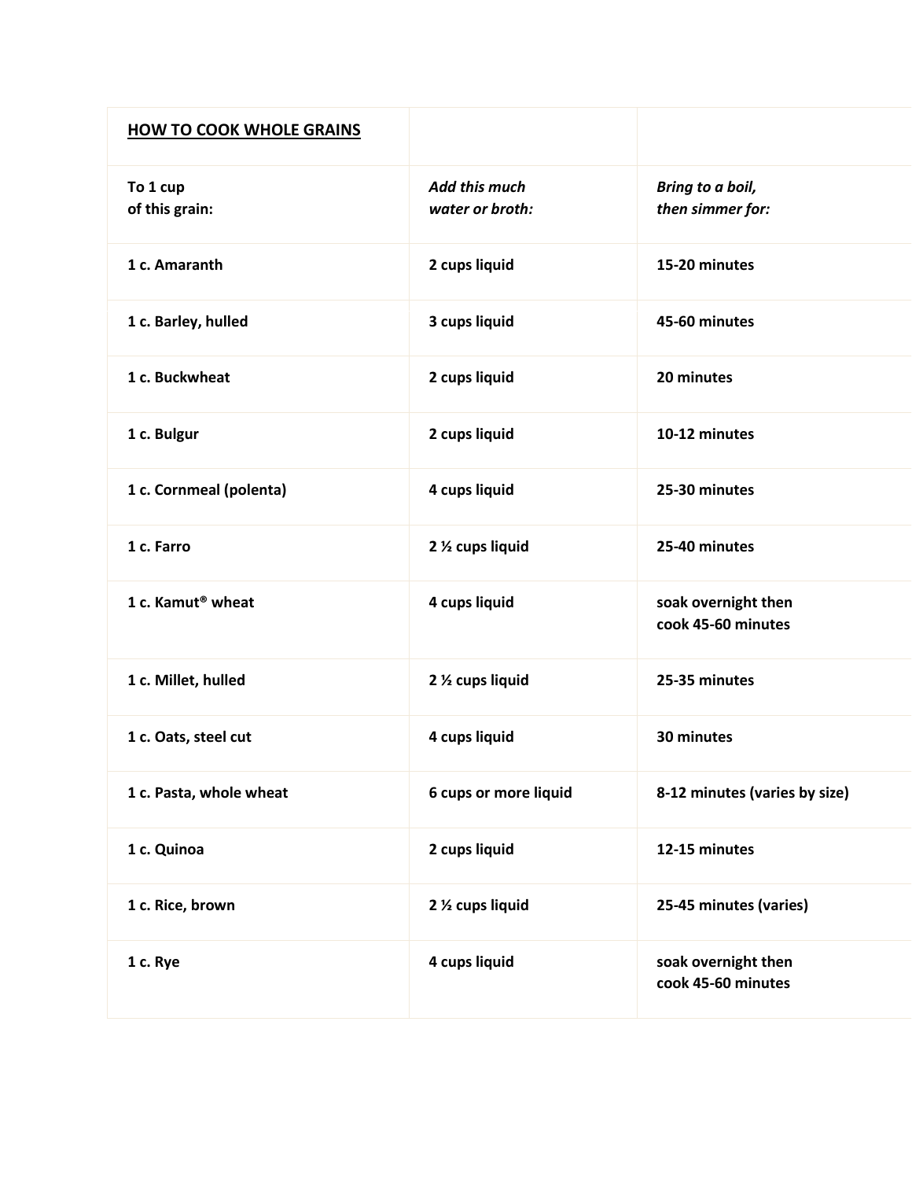| **HOW TO COOK WHOLE GRAINS** | | |
|---|---|---|
| **To 1 cup of this grain:** | ***Add this much water or broth:*** | ***Bring to a boil, then simmer for:*** |
| **1 c. Amaranth** | **2 cups liquid** | **15-20 minutes** |
| **1 c. Barley, hulled** | **3 cups liquid** | **45-60 minutes** |
| **1 c. Buckwheat** | **2 cups liquid** | **20 minutes** |
| **1 c. Bulgur** | **2 cups liquid** | **10-12 minutes** |
| **1 c. Cornmeal (polenta)** | **4 cups liquid** | **25-30 minutes** |
| **1 c. Farro** | **2 ½ cups liquid** | **25-40 minutes** |
| **1 c. Kamut® wheat** | **4 cups liquid** | **soak overnight then cook 45-60 minutes** |
| **1 c. Millet, hulled** | **2 ½ cups liquid** | **25-35 minutes** |
| **1 c. Oats, steel cut** | **4 cups liquid** | **30 minutes** |
| **1 c. Pasta, whole wheat** | **6 cups or more liquid** | **8-12 minutes (varies by size)** |
| **1 c. Quinoa** | **2 cups liquid** | **12-15 minutes** |
| **1 c. Rice, brown** | **2 ½ cups liquid** | **25-45 minutes (varies)** |
| **1 c. Rye** | **4 cups liquid** | **soak overnight then cook 45-60 minutes** |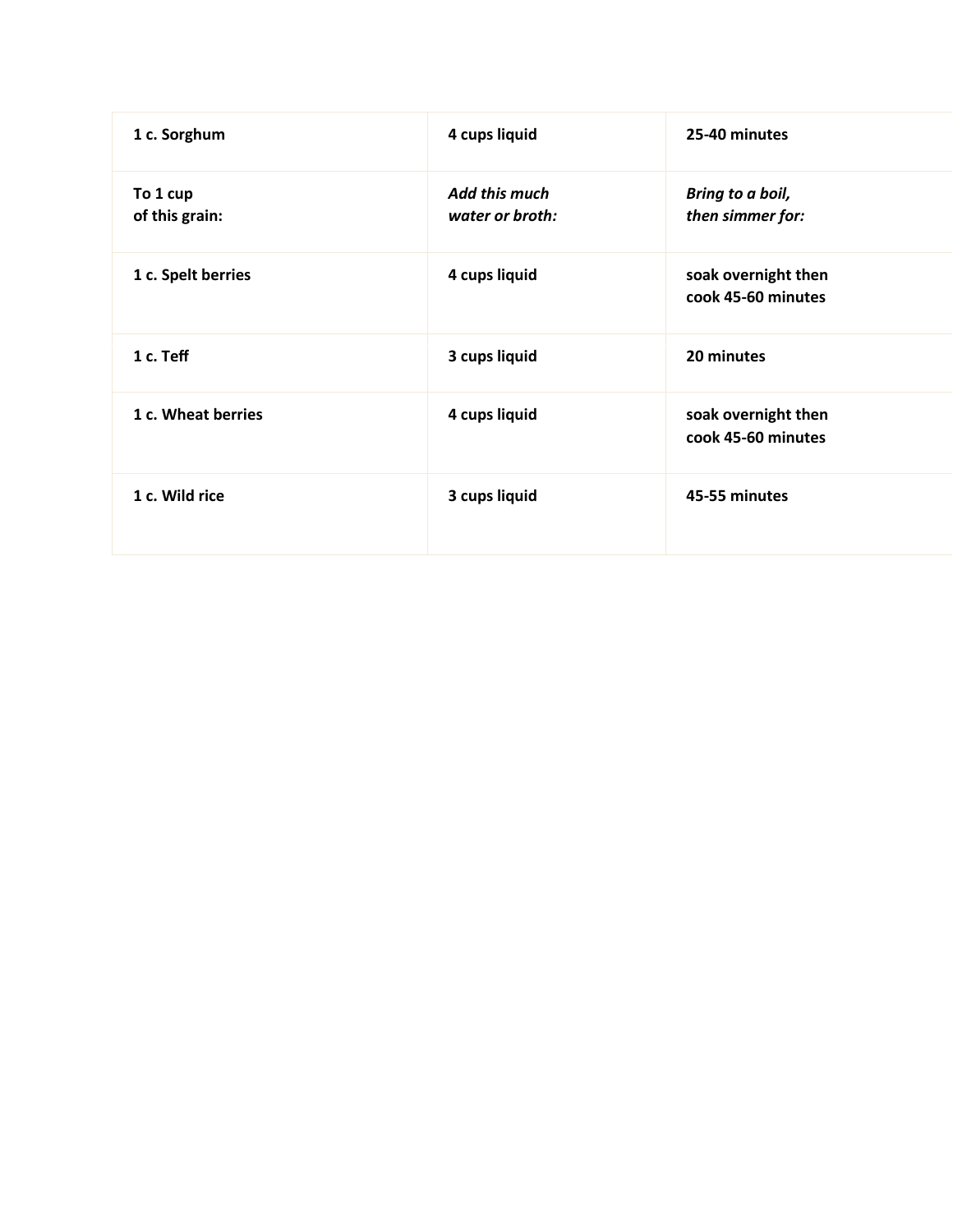| | | |
|---|---|---|
| **1 c. Sorghum** | **4 cups liquid** | **25-40 minutes** |
| **To 1 cup of this grain:** | ***Add this much water or broth:*** | ***Bring to a boil, then simmer for:*** |
| **1 c. Spelt berries** | **4 cups liquid** | **soak overnight then cook 45-60 minutes** |
| **1 c. Teff** | **3 cups liquid** | **20 minutes** |
| **1 c. Wheat berries** | **4 cups liquid** | **soak overnight then cook 45-60 minutes** |
| **1 c. Wild rice** | **3 cups liquid** | **45-55 minutes** |